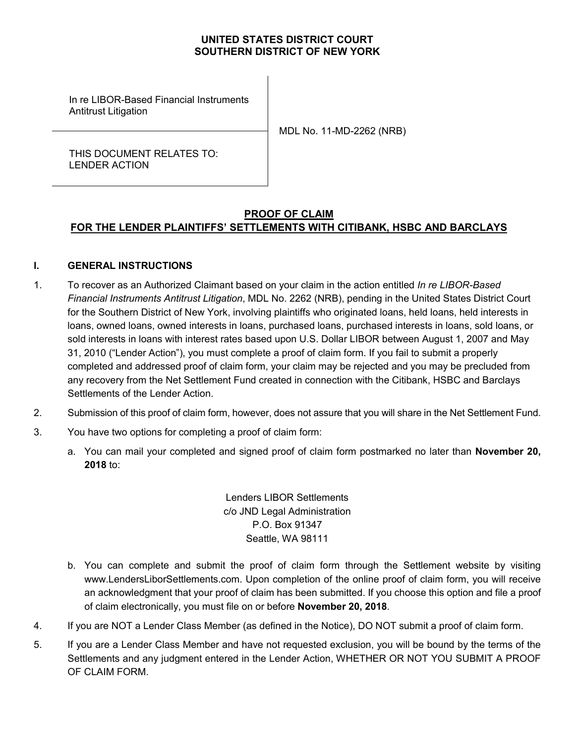**UNITED STATES DISTRICT COURT**
**SOUTHERN DISTRICT OF NEW YORK**

| | |
|---|---|
| In re LIBOR-Based Financial Instruments Antitrust Litigation | MDL No. 11-MD-2262 (NRB) |
| THIS DOCUMENT RELATES TO: LENDER ACTION | |

## PROOF OF CLAIM
## FOR THE LENDER PLAINTIFFS' SETTLEMENTS WITH CITIBANK, HSBC AND BARCLAYS

### I. GENERAL INSTRUCTIONS

1. To recover as an Authorized Claimant based on your claim in the action entitled *In re LIBOR-Based Financial Instruments Antitrust Litigation*, MDL No. 2262 (NRB), pending in the United States District Court for the Southern District of New York, involving plaintiffs who originated loans, held loans, held interests in loans, owned loans, owned interests in loans, purchased loans, purchased interests in loans, sold loans, or sold interests in loans with interest rates based upon U.S. Dollar LIBOR between August 1, 2007 and May 31, 2010 ("Lender Action"), you must complete a proof of claim form. If you fail to submit a properly completed and addressed proof of claim form, your claim may be rejected and you may be precluded from any recovery from the Net Settlement Fund created in connection with the Citibank, HSBC and Barclays Settlements of the Lender Action.

2. Submission of this proof of claim form, however, does not assure that you will share in the Net Settlement Fund.

3. You have two options for completing a proof of claim form:

   a. You can mail your completed and signed proof of claim form postmarked no later than **November 20, 2018** to:

      Lenders LIBOR Settlements
      c/o JND Legal Administration
      P.O. Box 91347
      Seattle, WA 98111

   b. You can complete and submit the proof of claim form through the Settlement website by visiting www.LendersLiborSettlements.com. Upon completion of the online proof of claim form, you will receive an acknowledgment that your proof of claim has been submitted. If you choose this option and file a proof of claim electronically, you must file on or before **November 20, 2018**.

4. If you are NOT a Lender Class Member (as defined in the Notice), DO NOT submit a proof of claim form.

5. If you are a Lender Class Member and have not requested exclusion, you will be bound by the terms of the Settlements and any judgment entered in the Lender Action, WHETHER OR NOT YOU SUBMIT A PROOF OF CLAIM FORM.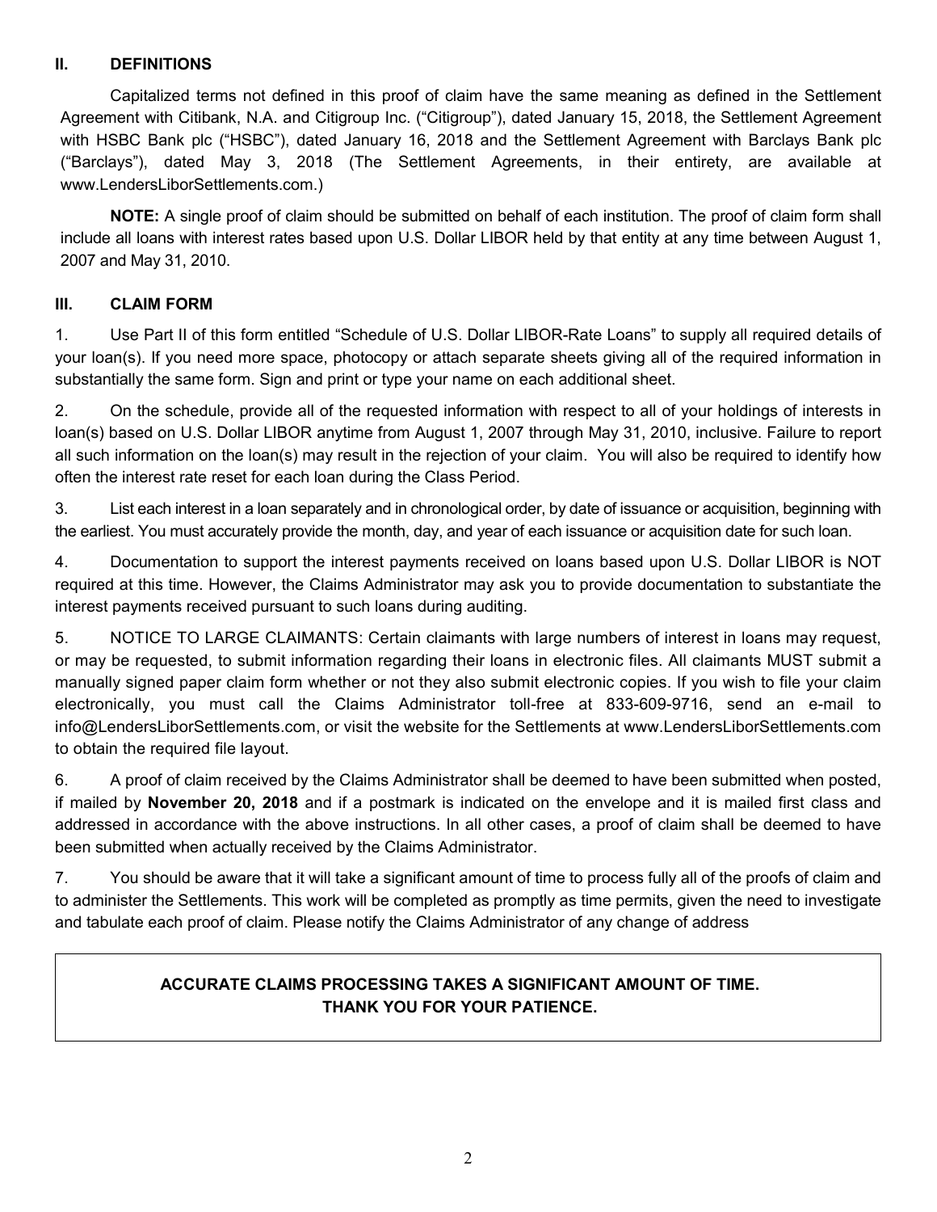## II. DEFINITIONS

Capitalized terms not defined in this proof of claim have the same meaning as defined in the Settlement Agreement with Citibank, N.A. and Citigroup Inc. ("Citigroup"), dated January 15, 2018, the Settlement Agreement with HSBC Bank plc ("HSBC"), dated January 16, 2018 and the Settlement Agreement with Barclays Bank plc ("Barclays"), dated May 3, 2018 (The Settlement Agreements, in their entirety, are available at www.LendersLiborSettlements.com.)

**NOTE:** A single proof of claim should be submitted on behalf of each institution. The proof of claim form shall include all loans with interest rates based upon U.S. Dollar LIBOR held by that entity at any time between August 1, 2007 and May 31, 2010.

## III. CLAIM FORM

1. Use Part II of this form entitled "Schedule of U.S. Dollar LIBOR-Rate Loans" to supply all required details of your loan(s). If you need more space, photocopy or attach separate sheets giving all of the required information in substantially the same form. Sign and print or type your name on each additional sheet.

2. On the schedule, provide all of the requested information with respect to all of your holdings of interests in loan(s) based on U.S. Dollar LIBOR anytime from August 1, 2007 through May 31, 2010, inclusive. Failure to report all such information on the loan(s) may result in the rejection of your claim. You will also be required to identify how often the interest rate reset for each loan during the Class Period.

3. List each interest in a loan separately and in chronological order, by date of issuance or acquisition, beginning with the earliest. You must accurately provide the month, day, and year of each issuance or acquisition date for such loan.

4. Documentation to support the interest payments received on loans based upon U.S. Dollar LIBOR is NOT required at this time. However, the Claims Administrator may ask you to provide documentation to substantiate the interest payments received pursuant to such loans during auditing.

5. NOTICE TO LARGE CLAIMANTS: Certain claimants with large numbers of interest in loans may request, or may be requested, to submit information regarding their loans in electronic files. All claimants MUST submit a manually signed paper claim form whether or not they also submit electronic copies. If you wish to file your claim electronically, you must call the Claims Administrator toll-free at 833-609-9716, send an e-mail to info@LendersLiborSettlements.com, or visit the website for the Settlements at www.LendersLiborSettlements.com to obtain the required file layout.

6. A proof of claim received by the Claims Administrator shall be deemed to have been submitted when posted, if mailed by **November 20, 2018** and if a postmark is indicated on the envelope and it is mailed first class and addressed in accordance with the above instructions. In all other cases, a proof of claim shall be deemed to have been submitted when actually received by the Claims Administrator.

7. You should be aware that it will take a significant amount of time to process fully all of the proofs of claim and to administer the Settlements. This work will be completed as promptly as time permits, given the need to investigate and tabulate each proof of claim. Please notify the Claims Administrator of any change of address

**ACCURATE CLAIMS PROCESSING TAKES A SIGNIFICANT AMOUNT OF TIME.
THANK YOU FOR YOUR PATIENCE.**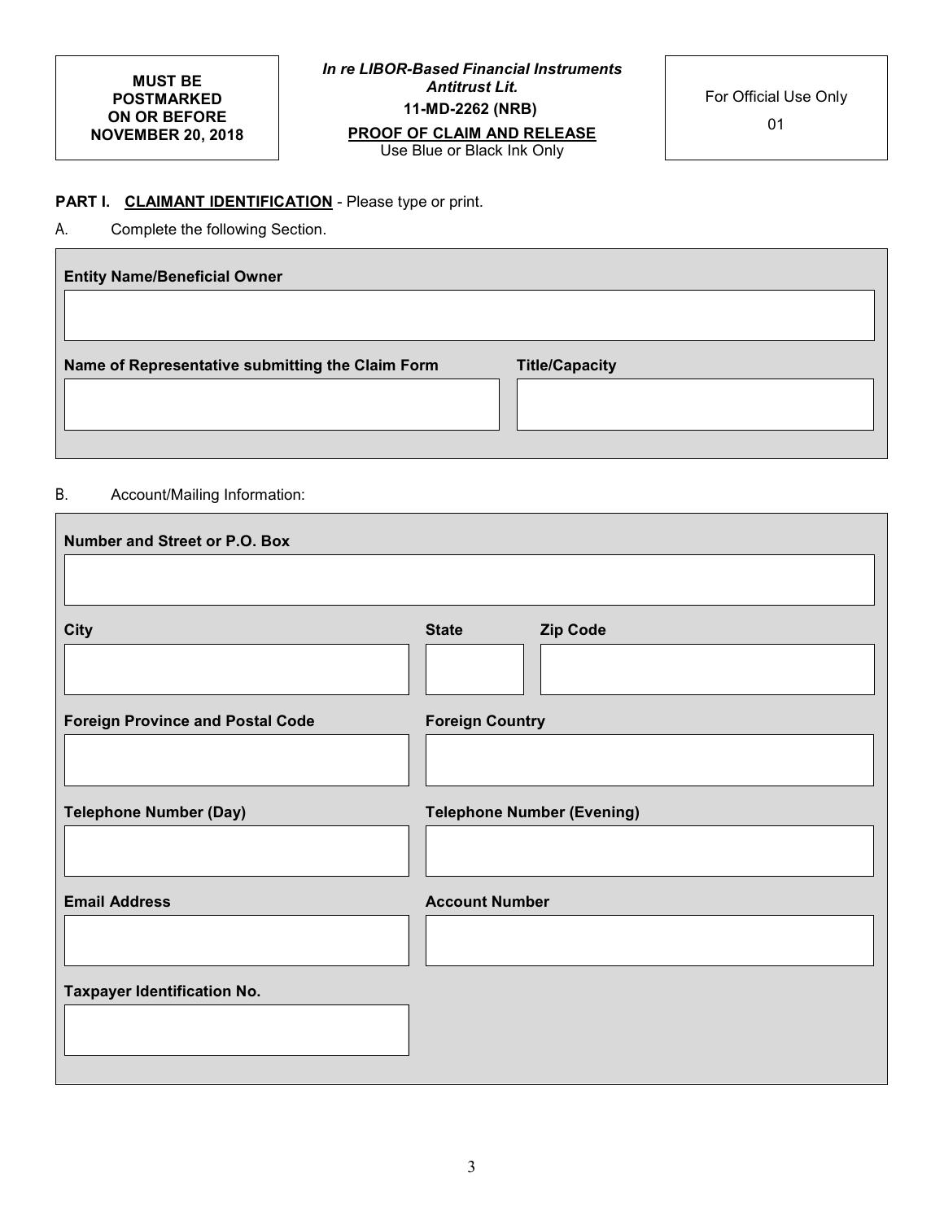**MUST BE POSTMARKED ON OR BEFORE NOVEMBER 20, 2018**

***In re LIBOR-Based Financial Instruments Antitrust Lit.***

**11-MD-2262 (NRB)**

**PROOF OF CLAIM AND RELEASE**

Use Blue or Black Ink Only

For Official Use Only

01

**PART I. CLAIMANT IDENTIFICATION** - Please type or print.

A. Complete the following Section.

**Entity Name/Beneficial Owner**

| |
|---|
| |

| **Name of Representative submitting the Claim Form** | **Title/Capacity** |
|---|---|
| | |

B. Account/Mailing Information:

**Number and Street or P.O. Box**

| |
|---|
| |

| **City** | **State** | **Zip Code** |
|---|---|---|
| | | |

| **Foreign Province and Postal Code** | **Foreign Country** |
|---|---|
| | |

| **Telephone Number (Day)** | **Telephone Number (Evening)** |
|---|---|
| | |

| **Email Address** | **Account Number** |
|---|---|
| | |

**Taxpayer Identification No.**

| |
|---|
| |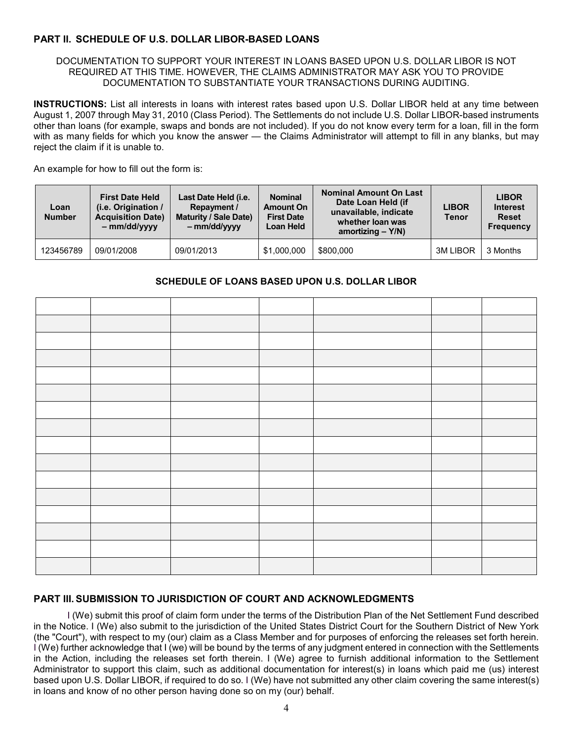## PART II. SCHEDULE OF U.S. DOLLAR LIBOR-BASED LOANS

DOCUMENTATION TO SUPPORT YOUR INTEREST IN LOANS BASED UPON U.S. DOLLAR LIBOR IS NOT REQUIRED AT THIS TIME. HOWEVER, THE CLAIMS ADMINISTRATOR MAY ASK YOU TO PROVIDE DOCUMENTATION TO SUBSTANTIATE YOUR TRANSACTIONS DURING AUDITING.

**INSTRUCTIONS:** List all interests in loans with interest rates based upon U.S. Dollar LIBOR held at any time between August 1, 2007 through May 31, 2010 (Class Period). The Settlements do not include U.S. Dollar LIBOR-based instruments other than loans (for example, swaps and bonds are not included). If you do not know every term for a loan, fill in the form with as many fields for which you know the answer — the Claims Administrator will attempt to fill in any blanks, but may reject the claim if it is unable to.

An example for how to fill out the form is:

| Loan Number | First Date Held (i.e. Origination / Acquisition Date) – mm/dd/yyyy | Last Date Held (i.e. Repayment / Maturity / Sale Date) – mm/dd/yyyy | Nominal Amount On First Date Loan Held | Nominal Amount On Last Date Loan Held (if unavailable, indicate whether loan was amortizing – Y/N) | LIBOR Tenor | LIBOR Interest Reset Frequency |
|---|---|---|---|---|---|---|
| 123456789 | 09/01/2008 | 09/01/2013 | $1,000,000 | $800,000 | 3M LIBOR | 3 Months |

### SCHEDULE OF LOANS BASED UPON U.S. DOLLAR LIBOR

| | | | | | | |
|---|---|---|---|---|---|---|
| | | | | | | |
| | | | | | | |
| | | | | | | |
| | | | | | | |
| | | | | | | |
| | | | | | | |
| | | | | | | |
| | | | | | | |
| | | | | | | |
| | | | | | | |
| | | | | | | |
| | | | | | | |
| | | | | | | |
| | | | | | | |
| | | | | | | |
| | | | | | | |

## PART III. SUBMISSION TO JURISDICTION OF COURT AND ACKNOWLEDGMENTS

I (We) submit this proof of claim form under the terms of the Distribution Plan of the Net Settlement Fund described in the Notice. I (We) also submit to the jurisdiction of the United States District Court for the Southern District of New York (the "Court"), with respect to my (our) claim as a Class Member and for purposes of enforcing the releases set forth herein. I (We) further acknowledge that I (we) will be bound by the terms of any judgment entered in connection with the Settlements in the Action, including the releases set forth therein. I (We) agree to furnish additional information to the Settlement Administrator to support this claim, such as additional documentation for interest(s) in loans which paid me (us) interest based upon U.S. Dollar LIBOR, if required to do so. I (We) have not submitted any other claim covering the same interest(s) in loans and know of no other person having done so on my (our) behalf.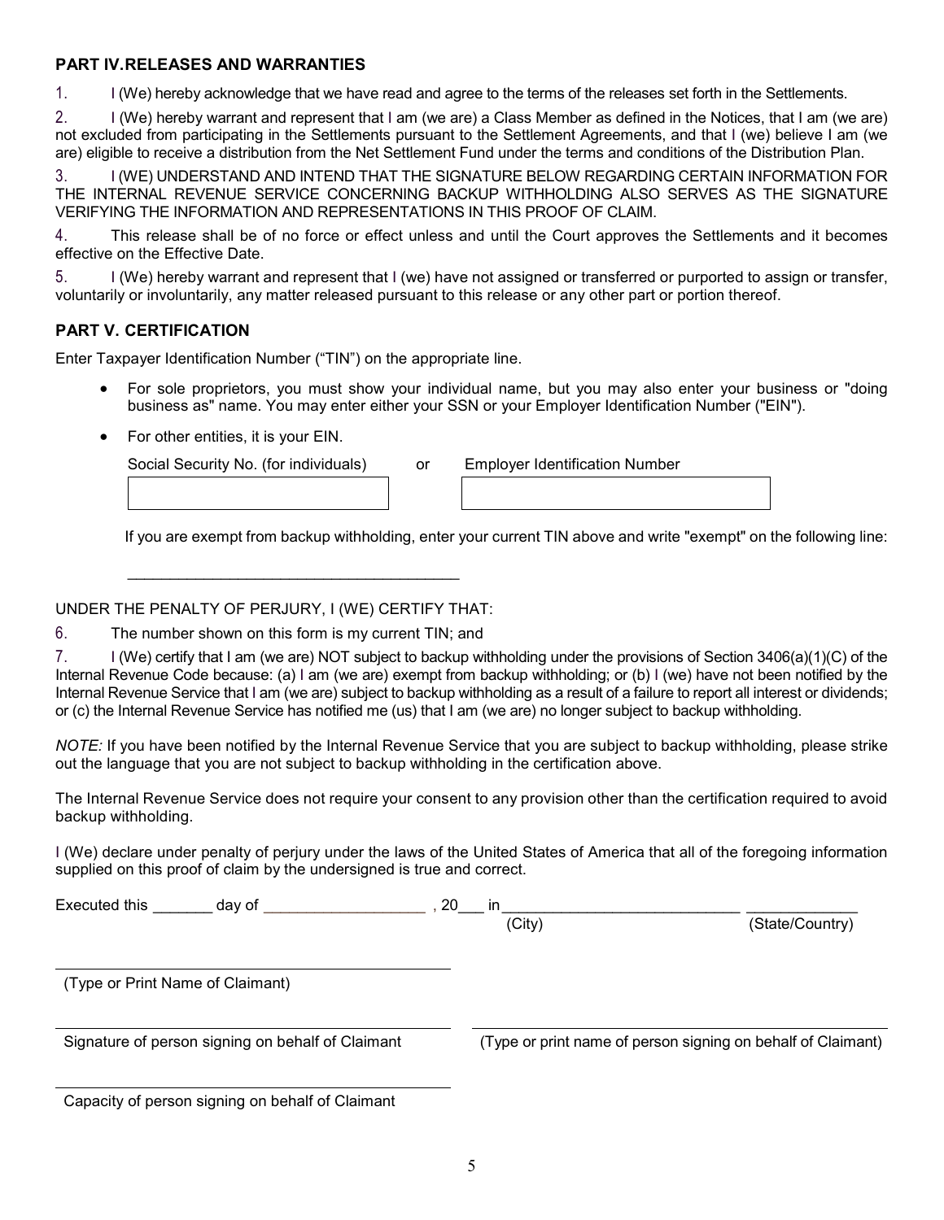## PART IV. RELEASES AND WARRANTIES

1. I (We) hereby acknowledge that we have read and agree to the terms of the releases set forth in the Settlements.

2. I (We) hereby warrant and represent that I am (we are) a Class Member as defined in the Notices, that I am (we are) not excluded from participating in the Settlements pursuant to the Settlement Agreements, and that I (we) believe I am (we are) eligible to receive a distribution from the Net Settlement Fund under the terms and conditions of the Distribution Plan.

3. I (WE) UNDERSTAND AND INTEND THAT THE SIGNATURE BELOW REGARDING CERTAIN INFORMATION FOR THE INTERNAL REVENUE SERVICE CONCERNING BACKUP WITHHOLDING ALSO SERVES AS THE SIGNATURE VERIFYING THE INFORMATION AND REPRESENTATIONS IN THIS PROOF OF CLAIM.

4. This release shall be of no force or effect unless and until the Court approves the Settlements and it becomes effective on the Effective Date.

5. I (We) hereby warrant and represent that I (we) have not assigned or transferred or purported to assign or transfer, voluntarily or involuntarily, any matter released pursuant to this release or any other part or portion thereof.

## PART V. CERTIFICATION

Enter Taxpayer Identification Number ("TIN") on the appropriate line.

- For sole proprietors, you must show your individual name, but you may also enter your business or "doing business as" name. You may enter either your SSN or your Employer Identification Number ("EIN").
- For other entities, it is your EIN.

| Social Security No. (for individuals) | or | Employer Identification Number |
|---|---|---|
| | | |

If you are exempt from backup withholding, enter your current TIN above and write "exempt" on the following line:

\_\_\_\_\_\_\_\_\_\_\_\_\_\_\_\_\_\_\_\_\_\_\_\_\_\_\_\_\_\_\_\_\_\_\_\_\_\_\_\_

UNDER THE PENALTY OF PERJURY, I (WE) CERTIFY THAT:

6. The number shown on this form is my current TIN; and

7. I (We) certify that I am (we are) NOT subject to backup withholding under the provisions of Section 3406(a)(1)(C) of the Internal Revenue Code because: (a) I am (we are) exempt from backup withholding; or (b) I (we) have not been notified by the Internal Revenue Service that I am (we are) subject to backup withholding as a result of a failure to report all interest or dividends; or (c) the Internal Revenue Service has notified me (us) that I am (we are) no longer subject to backup withholding.

*NOTE:* If you have been notified by the Internal Revenue Service that you are subject to backup withholding, please strike out the language that you are not subject to backup withholding in the certification above.

The Internal Revenue Service does not require your consent to any provision other than the certification required to avoid backup withholding.

I (We) declare under penalty of perjury under the laws of the United States of America that all of the foregoing information supplied on this proof of claim by the undersigned is true and correct.

Executed this \_\_\_\_\_\_\_ day of \_\_\_\_\_\_\_\_\_\_\_\_\_\_\_\_\_\_\_ , 20\_\_\_ in \_\_\_\_\_\_\_\_\_\_\_\_\_\_\_\_\_\_\_\_\_\_\_\_\_\_\_\_ (City) \_\_\_\_\_\_\_\_\_\_\_\_\_ (State/Country)

\_\_\_\_\_\_\_\_\_\_\_\_\_\_\_\_\_\_\_\_\_\_\_\_\_\_\_\_\_\_\_\_\_\_\_\_\_\_\_\_
(Type or Print Name of Claimant)

\_\_\_\_\_\_\_\_\_\_\_\_\_\_\_\_\_\_\_\_\_\_\_\_\_\_\_\_\_\_\_\_\_\_\_\_\_\_\_\_
Signature of person signing on behalf of Claimant

\_\_\_\_\_\_\_\_\_\_\_\_\_\_\_\_\_\_\_\_\_\_\_\_\_\_\_\_\_\_\_\_\_\_\_\_\_\_\_\_
(Type or print name of person signing on behalf of Claimant)

\_\_\_\_\_\_\_\_\_\_\_\_\_\_\_\_\_\_\_\_\_\_\_\_\_\_\_\_\_\_\_\_\_\_\_\_\_\_\_\_
Capacity of person signing on behalf of Claimant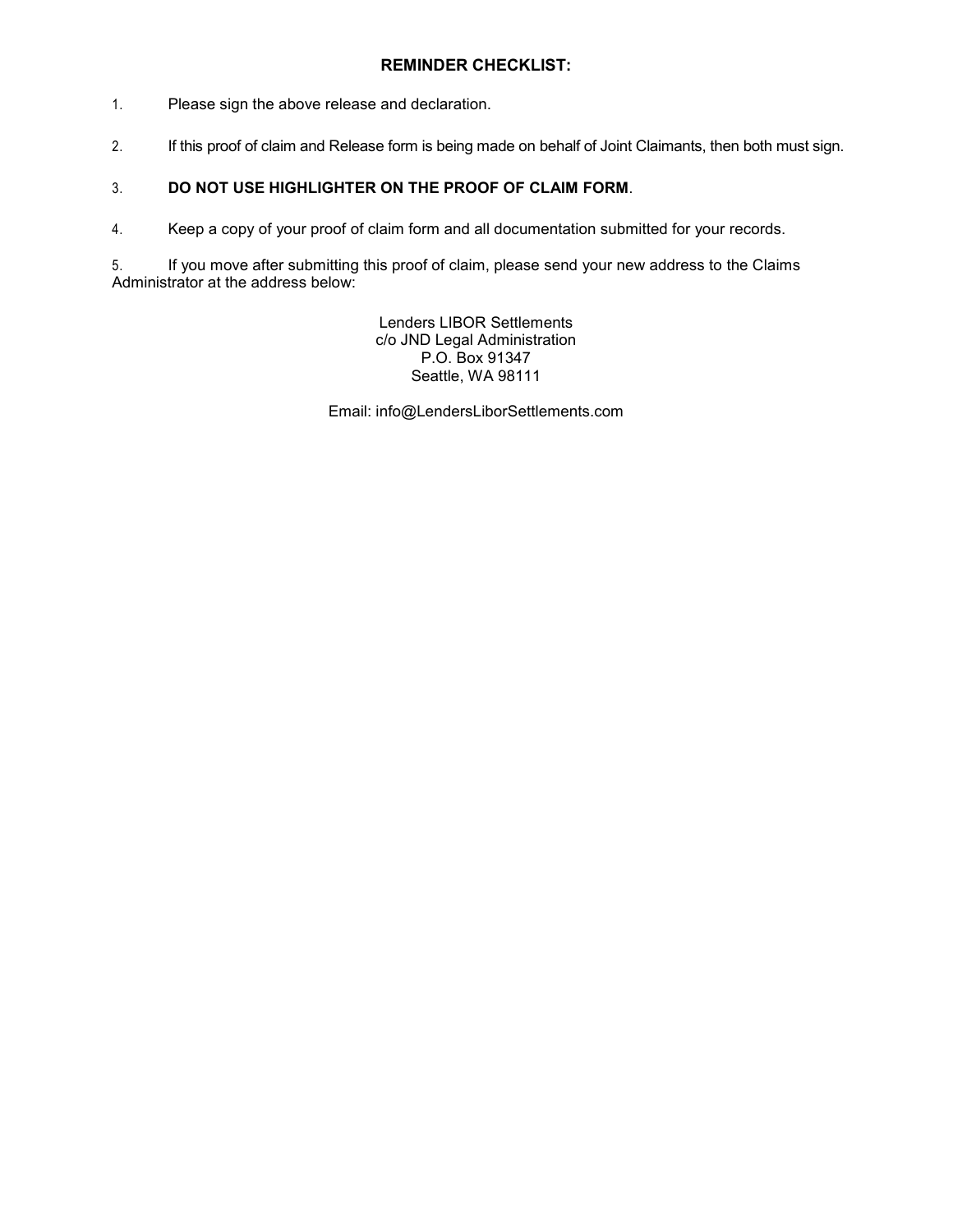**REMINDER CHECKLIST:**

1. Please sign the above release and declaration.

2. If this proof of claim and Release form is being made on behalf of Joint Claimants, then both must sign.

3. **DO NOT USE HIGHLIGHTER ON THE PROOF OF CLAIM FORM**.

4. Keep a copy of your proof of claim form and all documentation submitted for your records.

5. If you move after submitting this proof of claim, please send your new address to the Claims Administrator at the address below:

Lenders LIBOR Settlements
c/o JND Legal Administration
P.O. Box 91347
Seattle, WA 98111

Email: info@LendersLiborSettlements.com